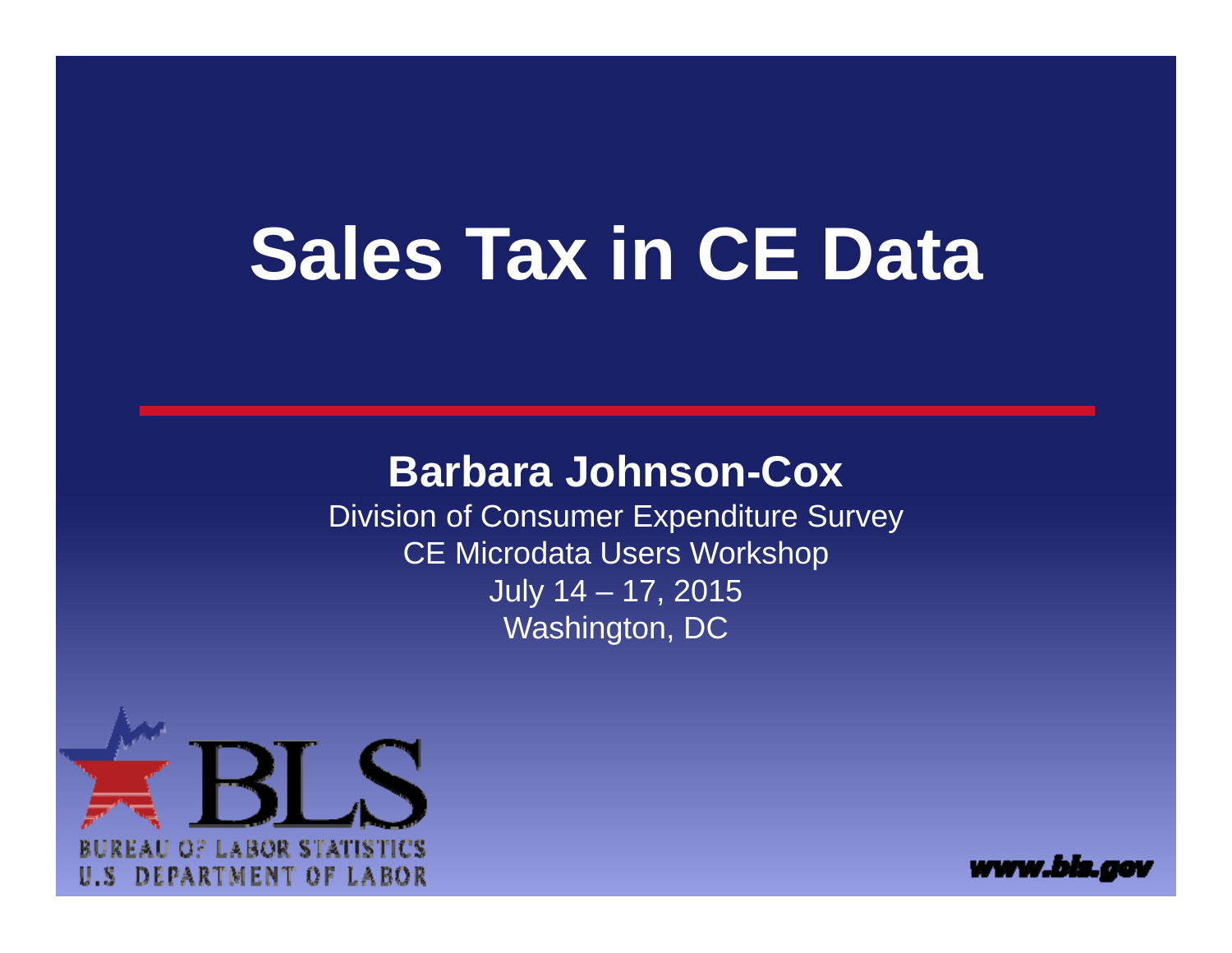# Sales Tax in CE Data

**Barbara Johnson-Cox**

Division of Consumer Expenditure Survey

CE Microdata Users Workshop

July 14 – 17, 2015

Washington, DC

BLS

BUREAU OF LABOR STATISTICS

U.S DEPARTMENT OF LABOR

www.bls.gov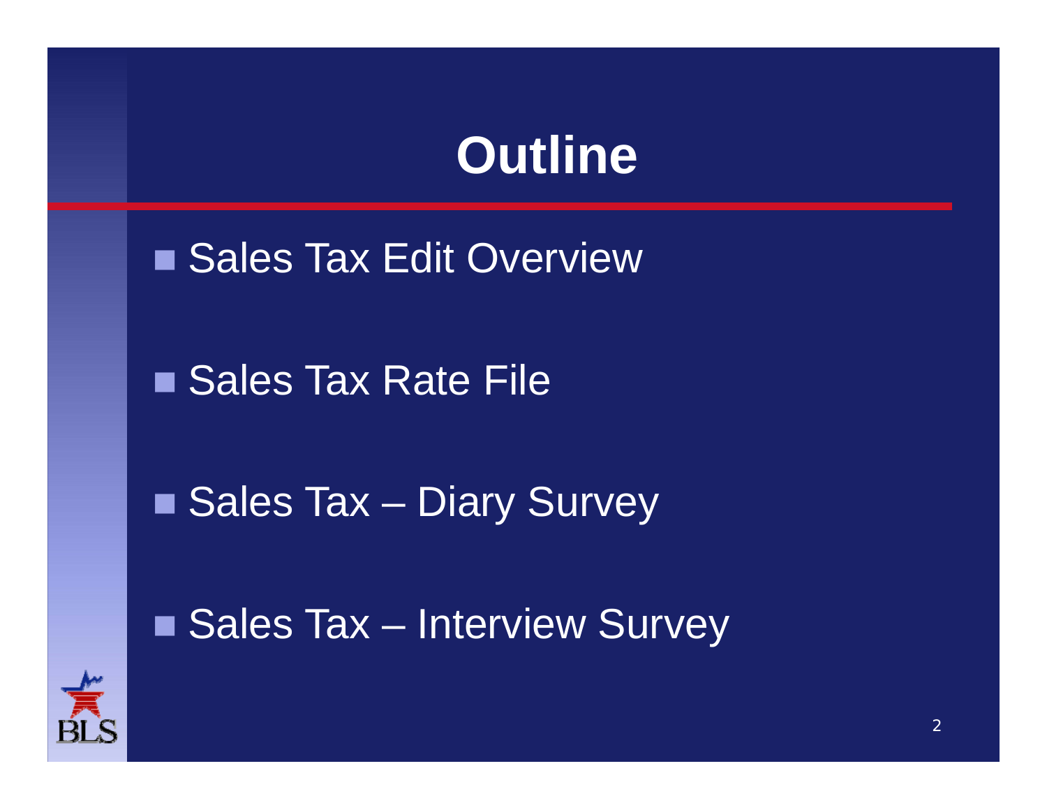# Outline

- Sales Tax Edit Overview
- Sales Tax Rate File
- Sales Tax – Diary Survey
- Sales Tax – Interview Survey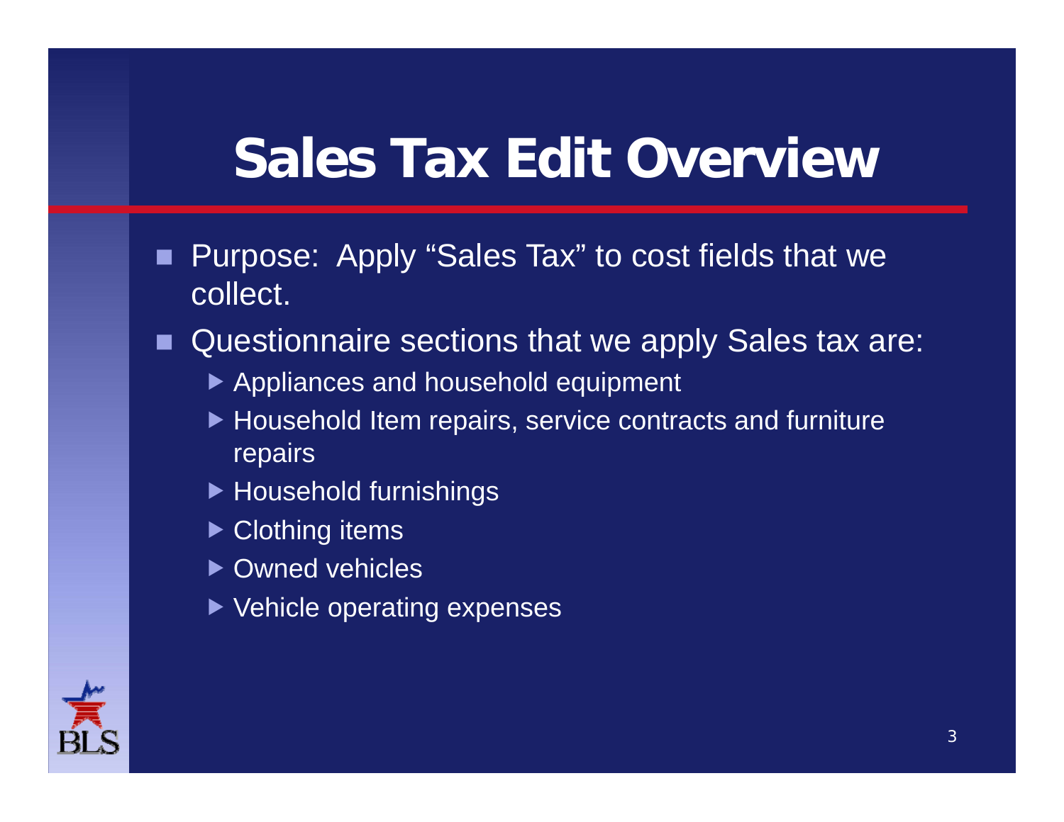# Sales Tax Edit Overview

- Purpose: Apply "Sales Tax" to cost fields that we collect.
- Questionnaire sections that we apply Sales tax are:
  - Appliances and household equipment
  - Household Item repairs, service contracts and furniture repairs
  - Household furnishings
  - Clothing items
  - Owned vehicles
  - Vehicle operating expenses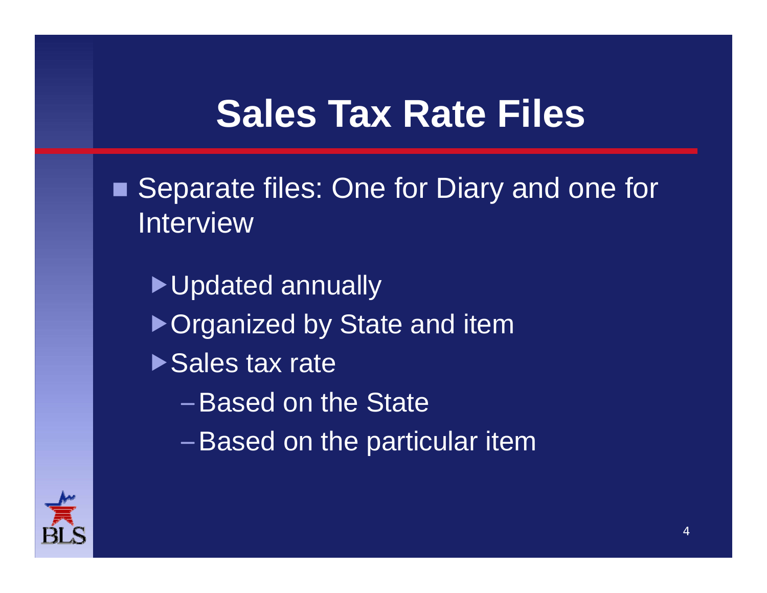# Sales Tax Rate Files

- Separate files: One for Diary and one for Interview
  - Updated annually
  - Organized by State and item
  - Sales tax rate
    - Based on the State
    - Based on the particular item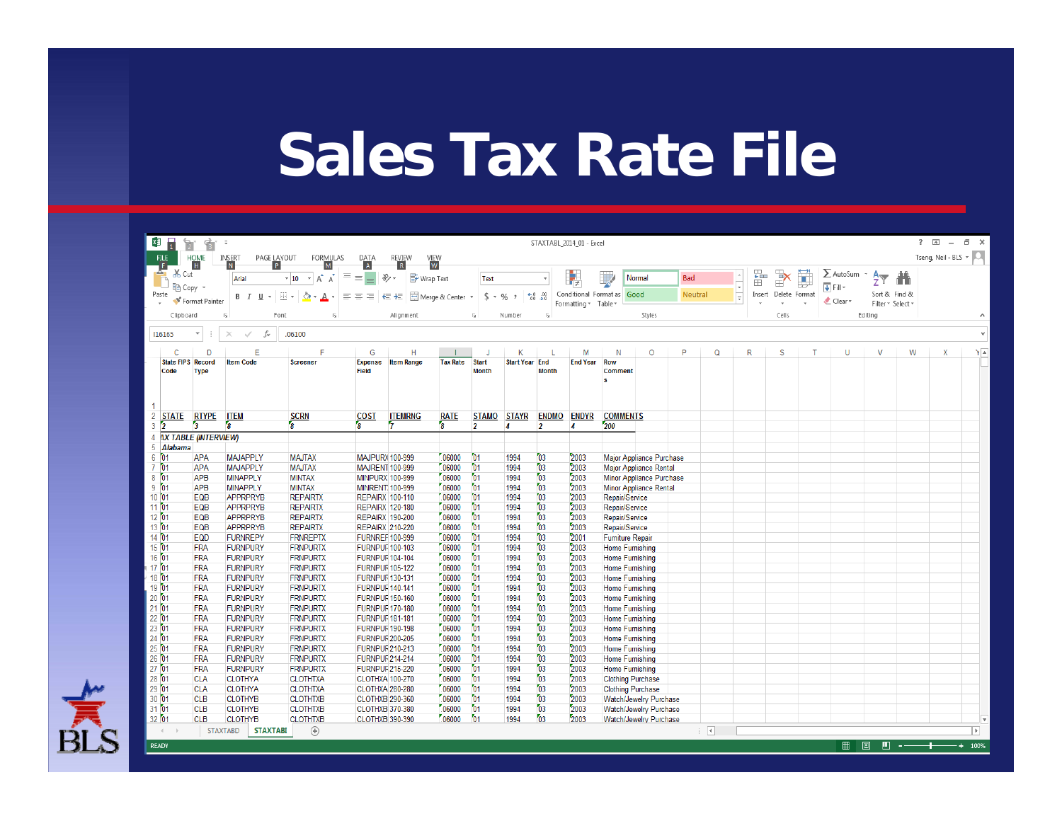# Sales Tax Rate File

| State FIPS Code | Record Type | Item Code | Screener | Expense Field | Item Range | Tax Rate | Start Month | Start Year | End Month | End Year | Row Comments |
|---|---|---|---|---|---|---|---|---|---|---|---|
| STATE | RTYPE | ITEM | SCRN | COST | ITEMRNG | RATE | STAMO | STAYR | ENDMO | ENDYR | COMMENTS |
| 2 | 3 | 8 | 8 | 8 | 7 | 8 | 2 | 4 | 2 | 4 | 200 |
| TAX TABLE (INTERVIEW) | | | | | | | | | | | |
| Alabama | | | | | | | | | | | |
| 01 | APA | MAJAPPLY | MAJTAX | MAJPURX | 100-999 | .06000 | 01 | 1994 | 03 | 2003 | Major Appliance Purchase |
| 01 | APA | MAJAPPLY | MAJTAX | MAJRENT | 100-999 | .06000 | 01 | 1994 | 03 | 2003 | Major Appliance Rental |
| 01 | APB | MINAPPLY | MINTAX | MINPURX | 100-999 | .06000 | 01 | 1994 | 03 | 2003 | Minor Appliance Purchase |
| 01 | APB | MINAPPLY | MINTAX | MINRENT | 100-999 | .06000 | 01 | 1994 | 03 | 2003 | Minor Appliance Rental |
| 01 | EQB | APPRPRYB | REPAIRTX | REPAIRX | 100-110 | .06000 | 01 | 1994 | 03 | 2003 | Repair/Service |
| 01 | EQB | APPRPRYB | REPAIRTX | REPAIRX | 120-180 | .06000 | 01 | 1994 | 03 | 2003 | Repair/Service |
| 01 | EQB | APPRPRYB | REPAIRTX | REPAIRX | 190-200 | .06000 | 01 | 1994 | 03 | 2003 | Repair/Service |
| 01 | EQB | APPRPRYB | REPAIRTX | REPAIRX | 210-220 | .06000 | 01 | 1994 | 03 | 2003 | Repair/Service |
| 01 | EQD | FURNREPY | FRNREPTX | FURNREF | 100-999 | .06000 | 01 | 1994 | 03 | 2001 | Furniture Repair |
| 01 | FRA | FURNPURY | FRNPURTX | FURNPUF | 100-103 | .06000 | 01 | 1994 | 03 | 2003 | Home Furnishing |
| 01 | FRA | FURNPURY | FRNPURTX | FURNPUF | 104-104 | .06000 | 01 | 1994 | 03 | 2003 | Home Furnishing |
| 01 | FRA | FURNPURY | FRNPURTX | FURNPUF | 105-122 | .06000 | 01 | 1994 | 03 | 2003 | Home Furnishing |
| 01 | FRA | FURNPURY | FRNPURTX | FURNPUF | 130-131 | .06000 | 01 | 1994 | 03 | 2003 | Home Furnishing |
| 01 | FRA | FURNPURY | FRNPURTX | FURNPUF | 140-141 | .06000 | 01 | 1994 | 03 | 2003 | Home Furnishing |
| 01 | FRA | FURNPURY | FRNPURTX | FURNPUF | 150-160 | .06000 | 01 | 1994 | 03 | 2003 | Home Furnishing |
| 01 | FRA | FURNPURY | FRNPURTX | FURNPUF | 170-180 | .06000 | 01 | 1994 | 03 | 2003 | Home Furnishing |
| 01 | FRA | FURNPURY | FRNPURTX | FURNPUF | 181-181 | .06000 | 01 | 1994 | 03 | 2003 | Home Furnishing |
| 01 | FRA | FURNPURY | FRNPURTX | FURNPUF | 190-198 | .06000 | 01 | 1994 | 03 | 2003 | Home Furnishing |
| 01 | FRA | FURNPURY | FRNPURTX | FURNPUF | 200-205 | .06000 | 01 | 1994 | 03 | 2003 | Home Furnishing |
| 01 | FRA | FURNPURY | FRNPURTX | FURNPUF | 210-213 | .06000 | 01 | 1994 | 03 | 2003 | Home Furnishing |
| 01 | FRA | FURNPURY | FRNPURTX | FURNPUF | 214-214 | .06000 | 01 | 1994 | 03 | 2003 | Home Furnishing |
| 01 | FRA | FURNPURY | FRNPURTX | FURNPUF | 215-220 | .06000 | 01 | 1994 | 03 | 2003 | Home Furnishing |
| 01 | CLA | CLOTHYA | CLOTHTXA | CLOTHXA | 100-270 | .06000 | 01 | 1994 | 03 | 2003 | Clothing Purchase |
| 01 | CLA | CLOTHYA | CLOTHTXA | CLOTHXA | 280-280 | .06000 | 01 | 1994 | 03 | 2003 | Clothing Purchase |
| 01 | CLB | CLOTHYB | CLOTHTXB | CLOTHXB | 290-360 | .06000 | 01 | 1994 | 03 | 2003 | Watch/Jewelry Purchase |
| 01 | CLB | CLOTHYB | CLOTHTXB | CLOTHXB | 370-380 | .06000 | 01 | 1994 | 03 | 2003 | Watch/Jewelry Purchase |
| 01 | CLB | CLOTHYB | CLOTHTXB | CLOTHXB | 390-390 | .06000 | 01 | 1994 | 03 | 2003 | Watch/Jewelry Purchase |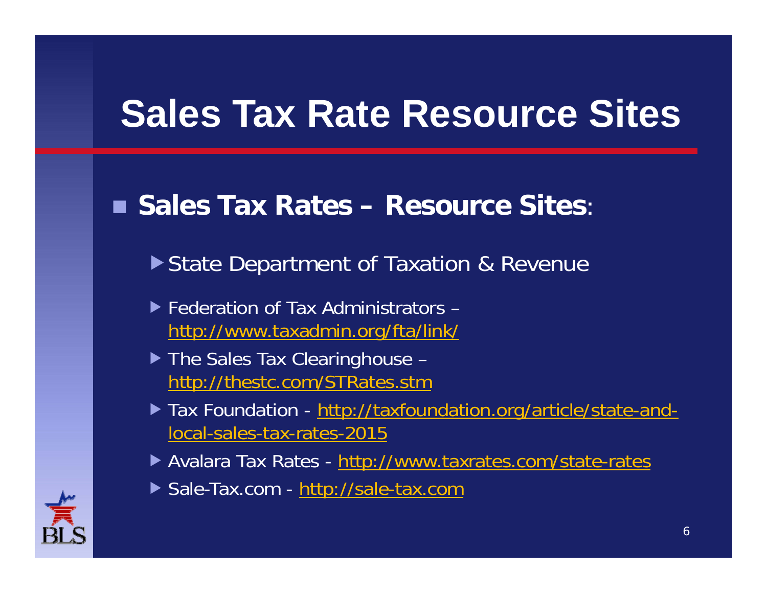# Sales Tax Rate Resource Sites

- **Sales Tax Rates – Resource Sites**:
  - State Department of Taxation & Revenue
  - Federation of Tax Administrators – http://www.taxadmin.org/fta/link/
  - The Sales Tax Clearinghouse – http://thestc.com/STRates.stm
  - Tax Foundation - http://taxfoundation.org/article/state-and-local-sales-tax-rates-2015
  - Avalara Tax Rates - http://www.taxrates.com/state-rates
  - Sale-Tax.com - http://sale-tax.com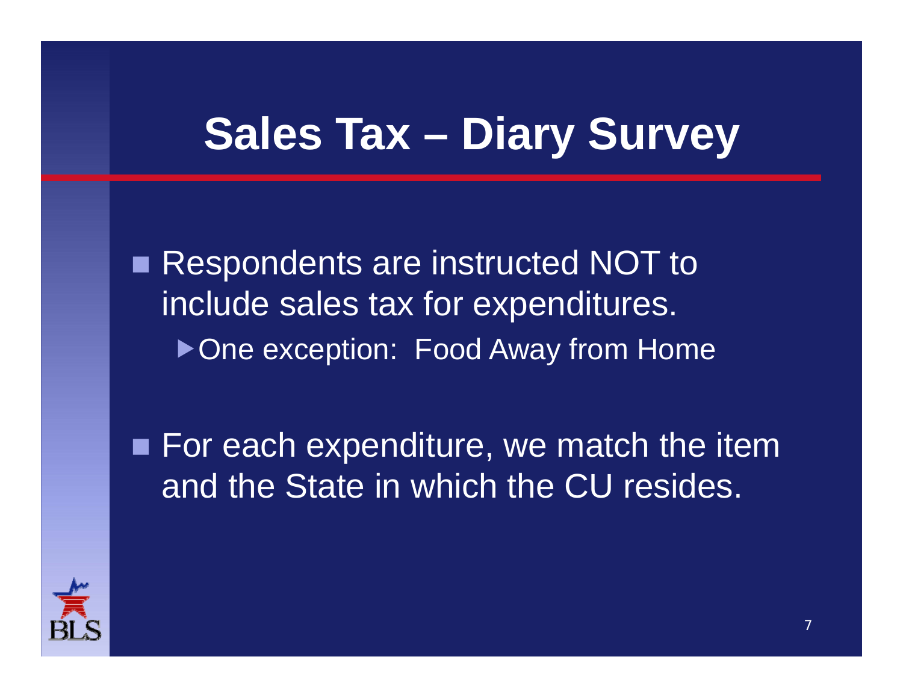# Sales Tax – Diary Survey

- Respondents are instructed NOT to include sales tax for expenditures.
  - One exception: Food Away from Home

- For each expenditure, we match the item and the State in which the CU resides.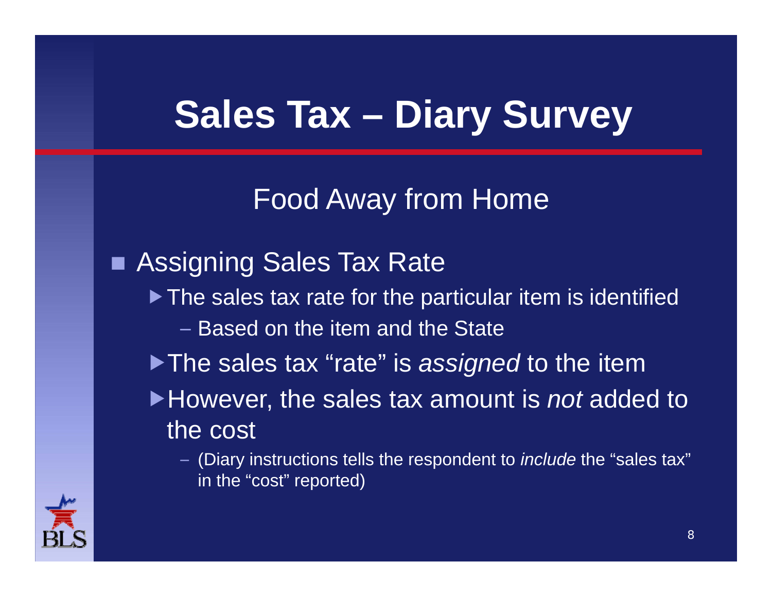# Sales Tax – Diary Survey

## Food Away from Home

- Assigning Sales Tax Rate
  - The sales tax rate for the particular item is identified
    - Based on the item and the State
  - The sales tax "rate" is *assigned* to the item
  - However, the sales tax amount is *not* added to the cost
    - (Diary instructions tells the respondent to *include* the "sales tax" in the "cost" reported)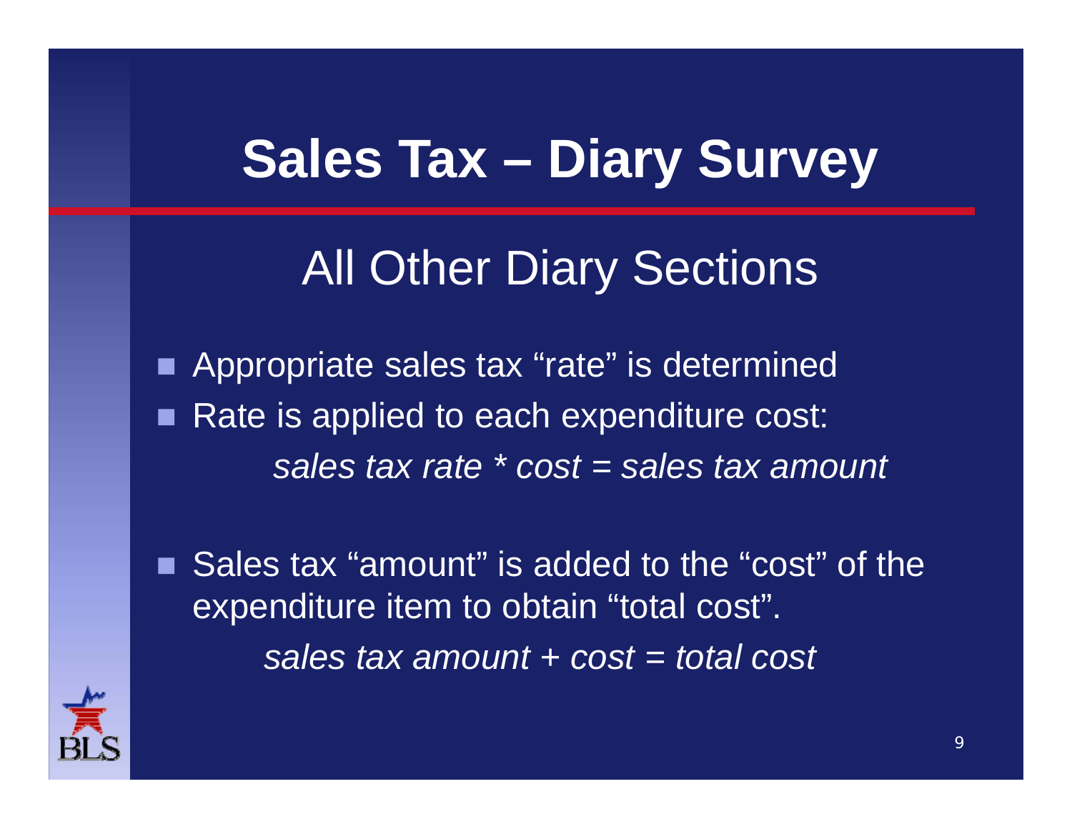# Sales Tax – Diary Survey

## All Other Diary Sections

- Appropriate sales tax "rate" is determined
- Rate is applied to each expenditure cost:

  *sales tax rate * cost = sales tax amount*

- Sales tax "amount" is added to the "cost" of the expenditure item to obtain "total cost".

  *sales tax amount + cost = total cost*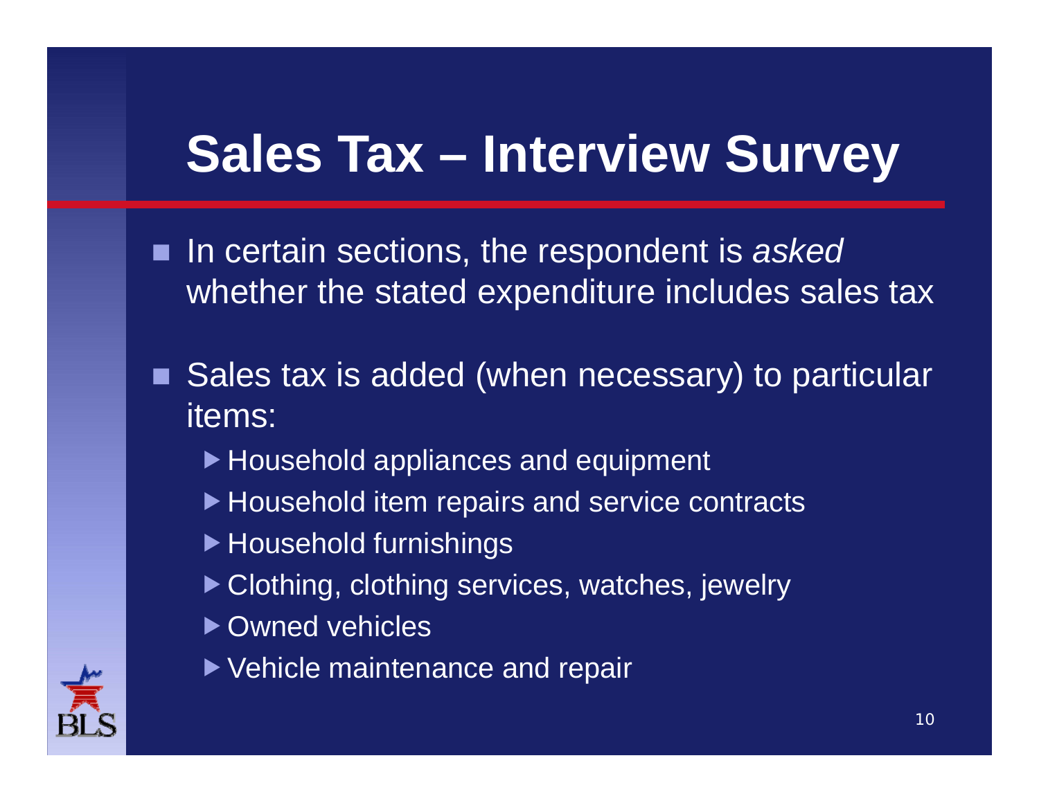# Sales Tax – Interview Survey

- In certain sections, the respondent is *asked* whether the stated expenditure includes sales tax

- Sales tax is added (when necessary) to particular items:
  - Household appliances and equipment
  - Household item repairs and service contracts
  - Household furnishings
  - Clothing, clothing services, watches, jewelry
  - Owned vehicles
  - Vehicle maintenance and repair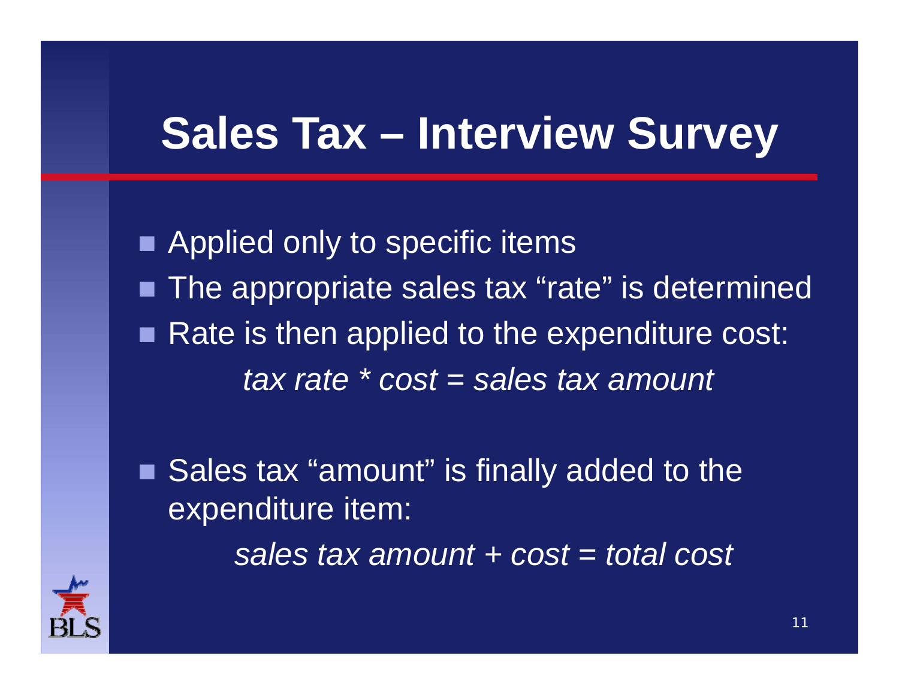# Sales Tax – Interview Survey

- Applied only to specific items
- The appropriate sales tax "rate" is determined
- Rate is then applied to the expenditure cost:

  *tax rate * cost = sales tax amount*

- Sales tax "amount" is finally added to the expenditure item:

  *sales tax amount + cost = total cost*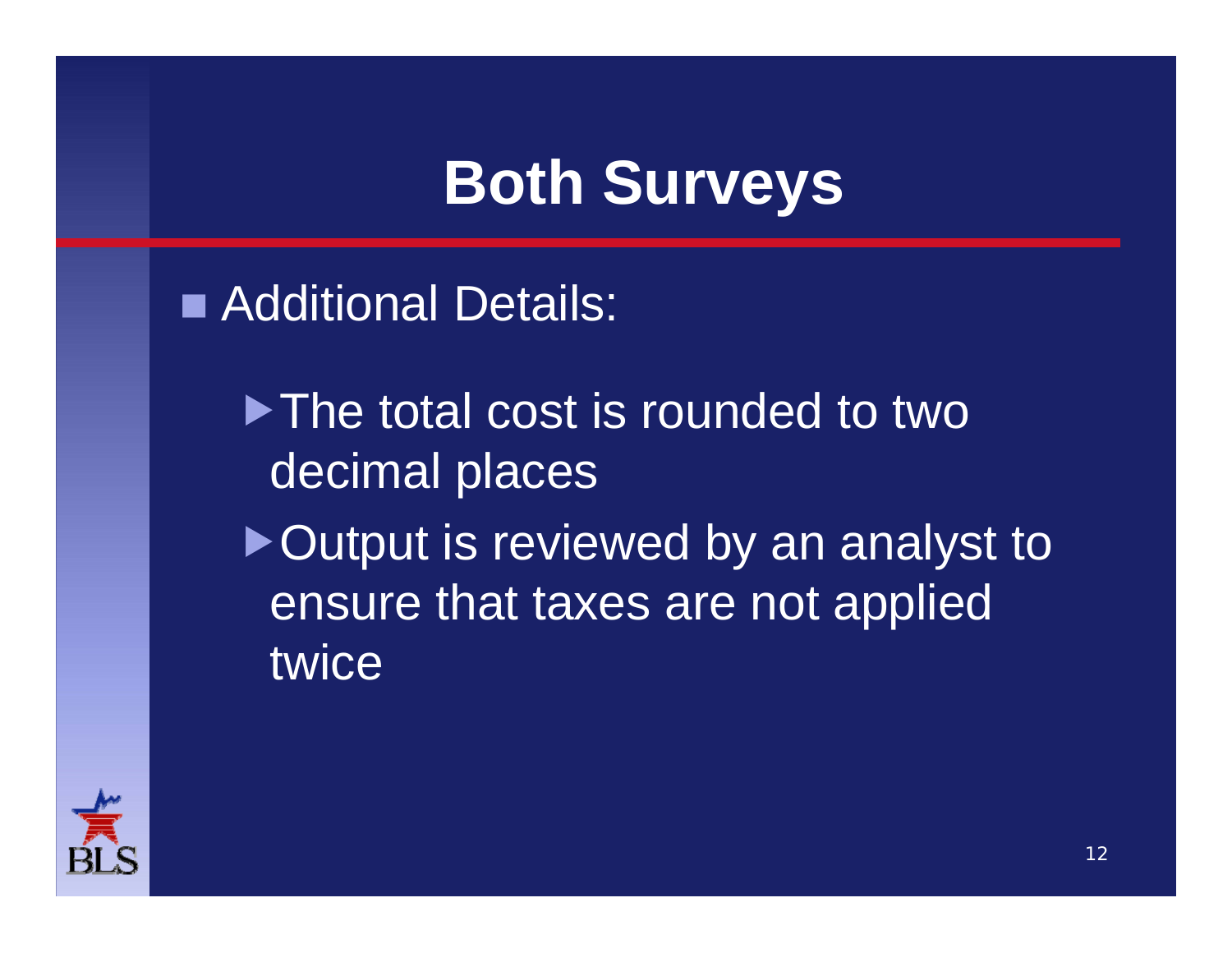# Both Surveys

- Additional Details:
  - The total cost is rounded to two decimal places
  - Output is reviewed by an analyst to ensure that taxes are not applied twice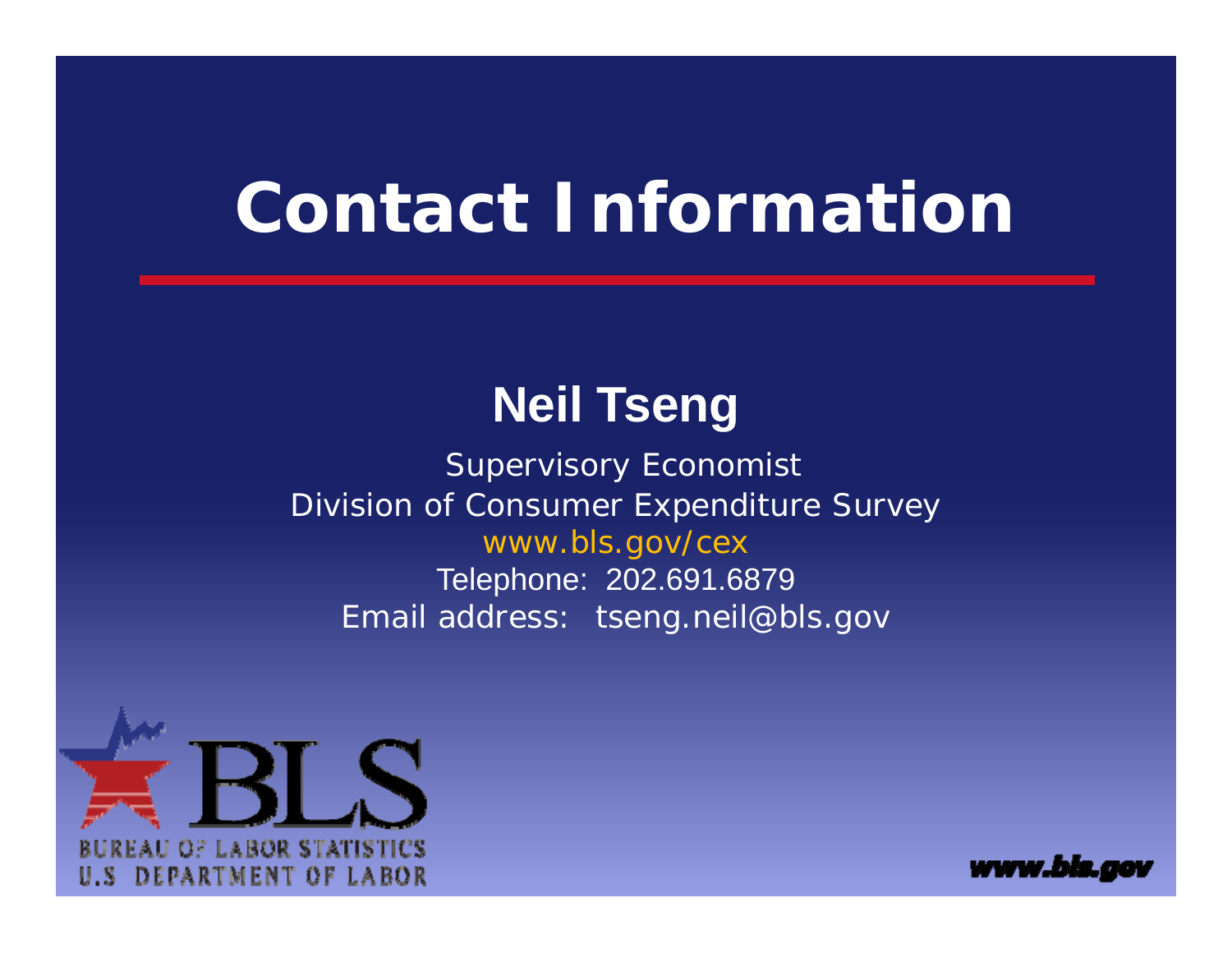# Contact Information

## Neil Tseng

Supervisory Economist
Division of Consumer Expenditure Survey
www.bls.gov/cex
Telephone: 202.691.6879
Email address: tseng.neil@bls.gov

BLS
BUREAU OF LABOR STATISTICS
U.S DEPARTMENT OF LABOR

www.bls.gov